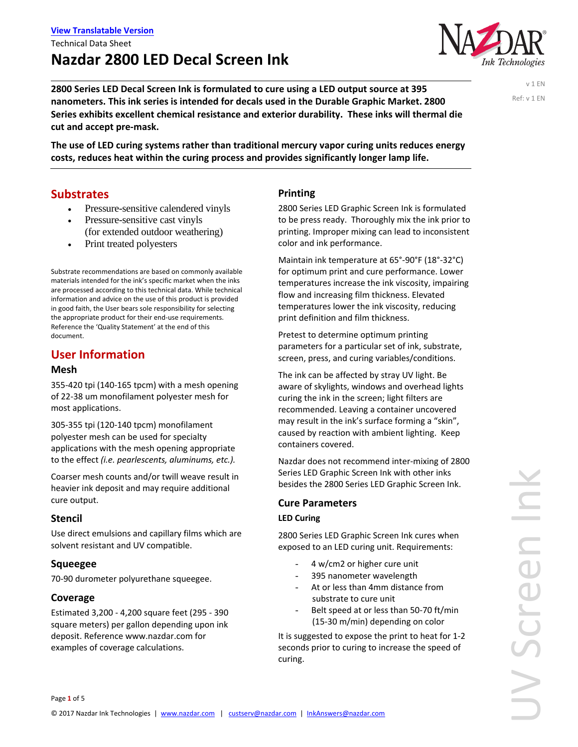[View Translatable Version](#)

Technical Data Sheet

# Nazdar 2800 LED Decal Screen Ink

v 1 EN

Ref: v 1 EN

**2800 Series LED Decal Screen Ink is formulated to cure using a LED output source at 395 nanometers. This ink series is intended for decals used in the Durable Graphic Market. 2800 Series exhibits excellent chemical resistance and exterior durability. These inks will thermal die cut and accept pre-mask.**

**The use of LED curing systems rather than traditional mercury vapor curing units reduces energy costs, reduces heat within the curing process and provides significantly longer lamp life.**

## Substrates

- Pressure-sensitive calendered vinyls
- Pressure-sensitive cast vinyls (for extended outdoor weathering)
- Print treated polyesters

Substrate recommendations are based on commonly available materials intended for the ink's specific market when the inks are processed according to this technical data. While technical information and advice on the use of this product is provided in good faith, the User bears sole responsibility for selecting the appropriate product for their end-use requirements. Reference the 'Quality Statement' at the end of this document.

## User Information

### Mesh

355-420 tpi (140-165 tpcm) with a mesh opening of 22-38 um monofilament polyester mesh for most applications.

305-355 tpi (120-140 tpcm) monofilament polyester mesh can be used for specialty applications with the mesh opening appropriate to the effect *(i.e. pearlescents, aluminums, etc.).*

Coarser mesh counts and/or twill weave result in heavier ink deposit and may require additional cure output.

### Stencil

Use direct emulsions and capillary films which are solvent resistant and UV compatible.

### Squeegee

70-90 durometer polyurethane squeegee.

### Coverage

Estimated 3,200 - 4,200 square feet (295 - 390 square meters) per gallon depending upon ink deposit. Reference www.nazdar.com for examples of coverage calculations.

### Printing

2800 Series LED Graphic Screen Ink is formulated to be press ready. Thoroughly mix the ink prior to printing. Improper mixing can lead to inconsistent color and ink performance.

Maintain ink temperature at 65°-90°F (18°-32°C) for optimum print and cure performance. Lower temperatures increase the ink viscosity, impairing flow and increasing film thickness. Elevated temperatures lower the ink viscosity, reducing print definition and film thickness.

Pretest to determine optimum printing parameters for a particular set of ink, substrate, screen, press, and curing variables/conditions.

The ink can be affected by stray UV light. Be aware of skylights, windows and overhead lights curing the ink in the screen; light filters are recommended. Leaving a container uncovered may result in the ink's surface forming a "skin", caused by reaction with ambient lighting. Keep containers covered.

Nazdar does not recommend inter-mixing of 2800 Series LED Graphic Screen Ink with other inks besides the 2800 Series LED Graphic Screen Ink.

### Cure Parameters

**LED Curing**

2800 Series LED Graphic Screen Ink cures when exposed to an LED curing unit. Requirements:

- 4 w/cm2 or higher cure unit
- 395 nanometer wavelength
- At or less than 4mm distance from substrate to cure unit
- Belt speed at or less than 50-70 ft/min (15-30 m/min) depending on color

It is suggested to expose the print to heat for 1-2 seconds prior to curing to increase the speed of curing.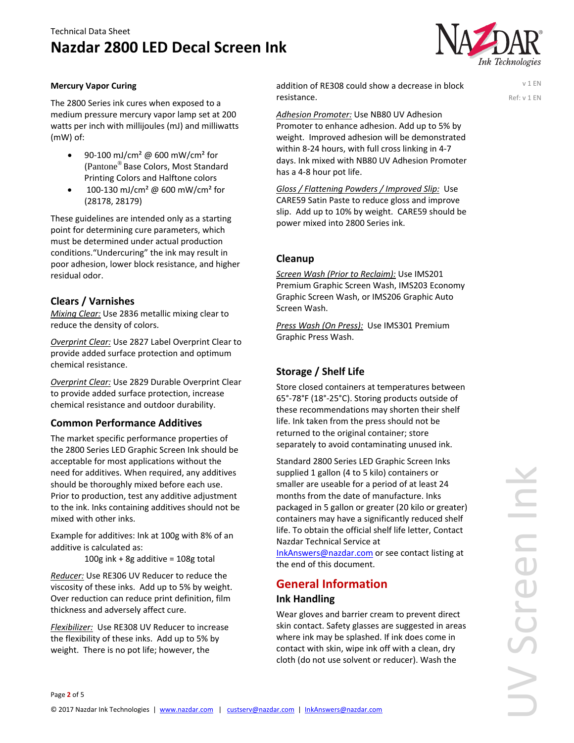### Mercury Vapor Curing

The 2800 Series ink cures when exposed to a medium pressure mercury vapor lamp set at 200 watts per inch with millijoules (mJ) and milliwatts (mW) of:

- 90-100 mJ/cm² @ 600 mW/cm² for (Pantone® Base Colors, Most Standard Printing Colors and Halftone colors
- 100-130 mJ/cm² @ 600 mW/cm² for (28178, 28179)

These guidelines are intended only as a starting point for determining cure parameters, which must be determined under actual production conditions. "Undercuring" the ink may result in poor adhesion, lower block resistance, and higher residual odor.

## Clears / Varnishes

*Mixing Clear:* Use 2836 metallic mixing clear to reduce the density of colors.

*Overprint Clear:* Use 2827 Label Overprint Clear to provide added surface protection and optimum chemical resistance.

*Overprint Clear:* Use 2829 Durable Overprint Clear to provide added surface protection, increase chemical resistance and outdoor durability.

## Common Performance Additives

The market specific performance properties of the 2800 Series LED Graphic Screen Ink should be acceptable for most applications without the need for additives. When required, any additives should be thoroughly mixed before each use. Prior to production, test any additive adjustment to the ink. Inks containing additives should not be mixed with other inks.

Example for additives: Ink at 100g with 8% of an additive is calculated as:

100g ink + 8g additive = 108g total

*Reducer:* Use RE306 UV Reducer to reduce the viscosity of these inks. Add up to 5% by weight. Over reduction can reduce print definition, film thickness and adversely affect cure.

*Flexibilizer:* Use RE308 UV Reducer to increase the flexibility of these inks. Add up to 5% by weight. There is no pot life; however, the addition of RE308 could show a decrease in block resistance.

*Adhesion Promoter:* Use NB80 UV Adhesion Promoter to enhance adhesion. Add up to 5% by weight. Improved adhesion will be demonstrated within 8-24 hours, with full cross linking in 4-7 days. Ink mixed with NB80 UV Adhesion Promoter has a 4-8 hour pot life.

*Gloss / Flattening Powders / Improved Slip:* Use CARE59 Satin Paste to reduce gloss and improve slip. Add up to 10% by weight. CARE59 should be power mixed into 2800 Series ink.

## Cleanup

*Screen Wash (Prior to Reclaim):* Use IMS201 Premium Graphic Screen Wash, IMS203 Economy Graphic Screen Wash, or IMS206 Graphic Auto Screen Wash.

*Press Wash (On Press):* Use IMS301 Premium Graphic Press Wash.

## Storage / Shelf Life

Store closed containers at temperatures between 65°-78°F (18°-25°C). Storing products outside of these recommendations may shorten their shelf life. Ink taken from the press should not be returned to the original container; store separately to avoid contaminating unused ink.

Standard 2800 Series LED Graphic Screen Inks supplied 1 gallon (4 to 5 kilo) containers or smaller are useable for a period of at least 24 months from the date of manufacture. Inks packaged in 5 gallon or greater (20 kilo or greater) containers may have a significantly reduced shelf life. To obtain the official shelf life letter, Contact Nazdar Technical Service at InkAnswers@nazdar.com or see contact listing at the end of this document.

# General Information

## Ink Handling

Wear gloves and barrier cream to prevent direct skin contact. Safety glasses are suggested in areas where ink may be splashed. If ink does come in contact with skin, wipe ink off with a clean, dry cloth (do not use solvent or reducer). Wash the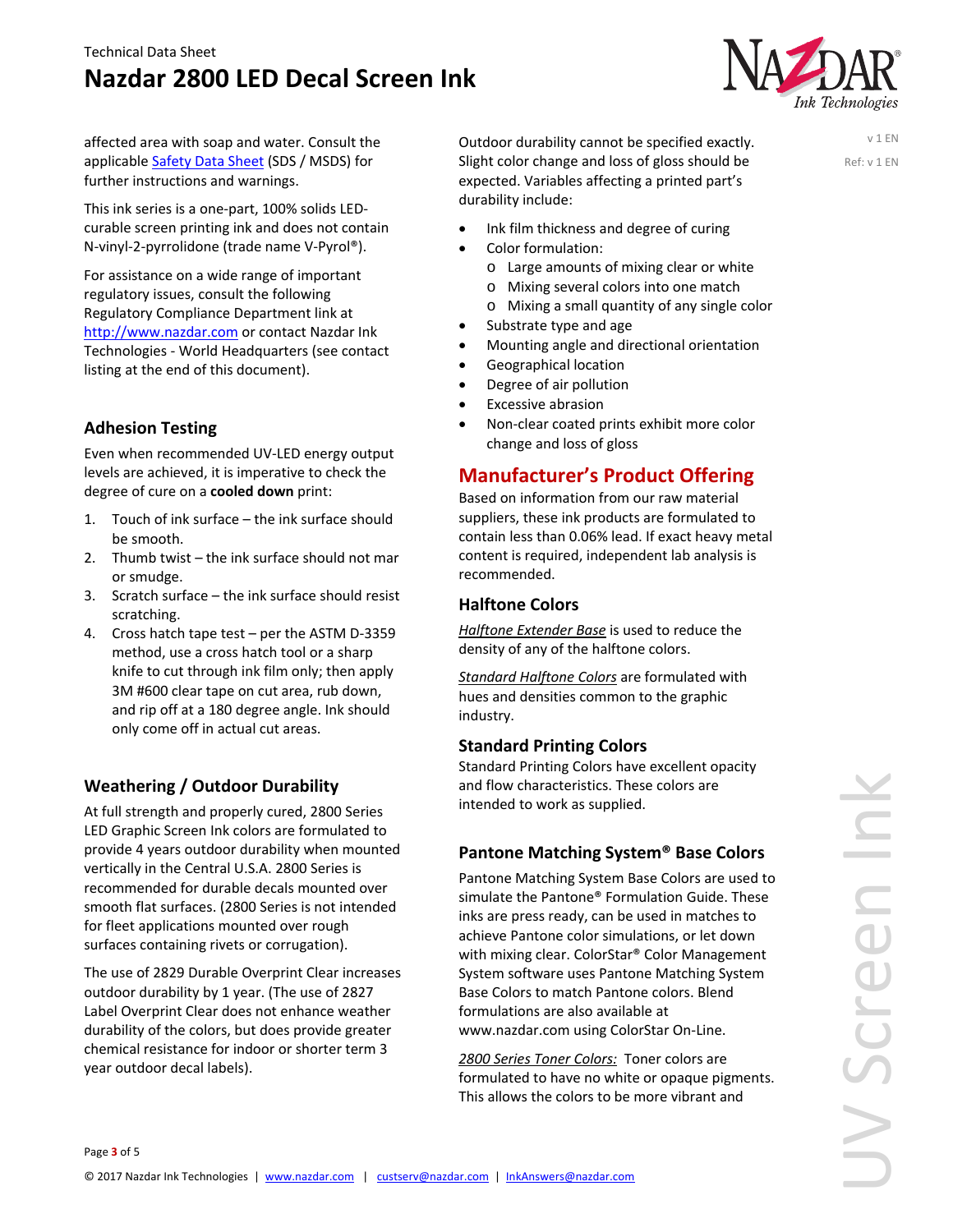affected area with soap and water. Consult the applicable Safety Data Sheet (SDS / MSDS) for further instructions and warnings.

This ink series is a one-part, 100% solids LED-curable screen printing ink and does not contain N-vinyl-2-pyrrolidone (trade name V-Pyrol®).

For assistance on a wide range of important regulatory issues, consult the following Regulatory Compliance Department link at http://www.nazdar.com or contact Nazdar Ink Technologies - World Headquarters (see contact listing at the end of this document).

### Adhesion Testing

Even when recommended UV-LED energy output levels are achieved, it is imperative to check the degree of cure on a **cooled down** print:

1. Touch of ink surface – the ink surface should be smooth.
2. Thumb twist – the ink surface should not mar or smudge.
3. Scratch surface – the ink surface should resist scratching.
4. Cross hatch tape test – per the ASTM D-3359 method, use a cross hatch tool or a sharp knife to cut through ink film only; then apply 3M #600 clear tape on cut area, rub down, and rip off at a 180 degree angle. Ink should only come off in actual cut areas.

### Weathering / Outdoor Durability

At full strength and properly cured, 2800 Series LED Graphic Screen Ink colors are formulated to provide 4 years outdoor durability when mounted vertically in the Central U.S.A. 2800 Series is recommended for durable decals mounted over smooth flat surfaces. (2800 Series is not intended for fleet applications mounted over rough surfaces containing rivets or corrugation).

The use of 2829 Durable Overprint Clear increases outdoor durability by 1 year. (The use of 2827 Label Overprint Clear does not enhance weather durability of the colors, but does provide greater chemical resistance for indoor or shorter term 3 year outdoor decal labels).

Outdoor durability cannot be specified exactly. Slight color change and loss of gloss should be expected. Variables affecting a printed part's durability include:

- Ink film thickness and degree of curing
- Color formulation:
  - Large amounts of mixing clear or white
  - Mixing several colors into one match
  - Mixing a small quantity of any single color
- Substrate type and age
- Mounting angle and directional orientation
- Geographical location
- Degree of air pollution
- Excessive abrasion
- Non-clear coated prints exhibit more color change and loss of gloss

## Manufacturer's Product Offering

Based on information from our raw material suppliers, these ink products are formulated to contain less than 0.06% lead. If exact heavy metal content is required, independent lab analysis is recommended.

### Halftone Colors

*Halftone Extender Base* is used to reduce the density of any of the halftone colors.

*Standard Halftone Colors* are formulated with hues and densities common to the graphic industry.

### Standard Printing Colors

Standard Printing Colors have excellent opacity and flow characteristics. These colors are intended to work as supplied.

### Pantone Matching System® Base Colors

Pantone Matching System Base Colors are used to simulate the Pantone® Formulation Guide. These inks are press ready, can be used in matches to achieve Pantone color simulations, or let down with mixing clear. ColorStar® Color Management System software uses Pantone Matching System Base Colors to match Pantone colors. Blend formulations are also available at www.nazdar.com using ColorStar On-Line.

*2800 Series Toner Colors:* Toner colors are formulated to have no white or opaque pigments. This allows the colors to be more vibrant and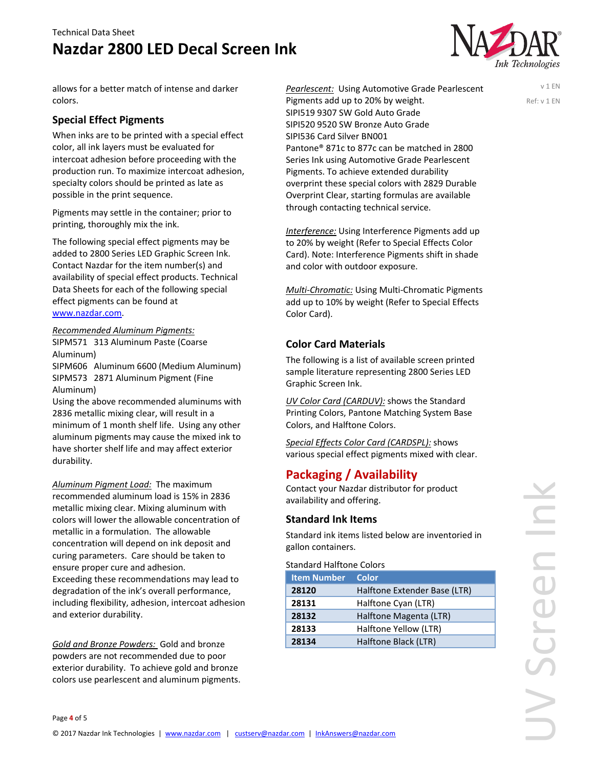allows for a better match of intense and darker colors.

## Special Effect Pigments

When inks are to be printed with a special effect color, all ink layers must be evaluated for intercoat adhesion before proceeding with the production run. To maximize intercoat adhesion, specialty colors should be printed as late as possible in the print sequence.

Pigments may settle in the container; prior to printing, thoroughly mix the ink.

The following special effect pigments may be added to 2800 Series LED Graphic Screen Ink. Contact Nazdar for the item number(s) and availability of special effect products. Technical Data Sheets for each of the following special effect pigments can be found at www.nazdar.com.

*Recommended Aluminum Pigments:*
SIPM571 313 Aluminum Paste (Coarse Aluminum)
SIPM606 Aluminum 6600 (Medium Aluminum)
SIPM573 2871 Aluminum Pigment (Fine Aluminum)
Using the above recommended aluminums with 2836 metallic mixing clear, will result in a minimum of 1 month shelf life. Using any other aluminum pigments may cause the mixed ink to have shorter shelf life and may affect exterior durability.

*Aluminum Pigment Load:* The maximum recommended aluminum load is 15% in 2836 metallic mixing clear. Mixing aluminum with colors will lower the allowable concentration of metallic in a formulation. The allowable concentration will depend on ink deposit and curing parameters. Care should be taken to ensure proper cure and adhesion.
Exceeding these recommendations may lead to degradation of the ink's overall performance, including flexibility, adhesion, intercoat adhesion and exterior durability.

*Gold and Bronze Powders:* Gold and bronze powders are not recommended due to poor exterior durability. To achieve gold and bronze colors use pearlescent and aluminum pigments.

*Pearlescent:* Using Automotive Grade Pearlescent Pigments add up to 20% by weight.
SIPI519 9307 SW Gold Auto Grade
SIPI520 9520 SW Bronze Auto Grade
SIPI536 Card Silver BN001
Pantone® 871c to 877c can be matched in 2800 Series Ink using Automotive Grade Pearlescent Pigments. To achieve extended durability overprint these special colors with 2829 Durable Overprint Clear, starting formulas are available through contacting technical service.

*Interference:* Using Interference Pigments add up to 20% by weight (Refer to Special Effects Color Card). Note: Interference Pigments shift in shade and color with outdoor exposure.

*Multi-Chromatic:* Using Multi-Chromatic Pigments add up to 10% by weight (Refer to Special Effects Color Card).

## Color Card Materials

The following is a list of available screen printed sample literature representing 2800 Series LED Graphic Screen Ink.

*UV Color Card (CARDUV):* shows the Standard Printing Colors, Pantone Matching System Base Colors, and Halftone Colors.

*Special Effects Color Card (CARDSPL):* shows various special effect pigments mixed with clear.

# Packaging / Availability

Contact your Nazdar distributor for product availability and offering.

## Standard Ink Items

Standard ink items listed below are inventoried in gallon containers.

Standard Halftone Colors

| Item Number | Color |
|---|---|
| **28120** | Halftone Extender Base (LTR) |
| **28131** | Halftone Cyan (LTR) |
| **28132** | Halftone Magenta (LTR) |
| **28133** | Halftone Yellow (LTR) |
| **28134** | Halftone Black (LTR) |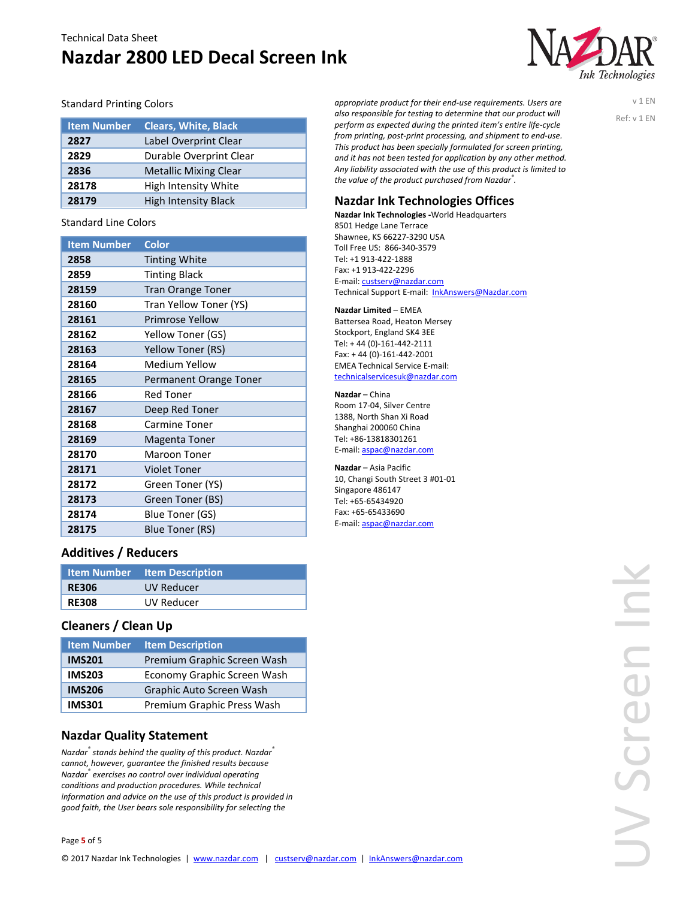Standard Printing Colors

| Item Number | Clears, White, Black |
|---|---|
| 2827 | Label Overprint Clear |
| 2829 | Durable Overprint Clear |
| 2836 | Metallic Mixing Clear |
| 28178 | High Intensity White |
| 28179 | High Intensity Black |

Standard Line Colors

| Item Number | Color |
|---|---|
| 2858 | Tinting White |
| 2859 | Tinting Black |
| 28159 | Tran Orange Toner |
| 28160 | Tran Yellow Toner (YS) |
| 28161 | Primrose Yellow |
| 28162 | Yellow Toner (GS) |
| 28163 | Yellow Toner (RS) |
| 28164 | Medium Yellow |
| 28165 | Permanent Orange Toner |
| 28166 | Red Toner |
| 28167 | Deep Red Toner |
| 28168 | Carmine Toner |
| 28169 | Magenta Toner |
| 28170 | Maroon Toner |
| 28171 | Violet Toner |
| 28172 | Green Toner (YS) |
| 28173 | Green Toner (BS) |
| 28174 | Blue Toner (GS) |
| 28175 | Blue Toner (RS) |

## Additives / Reducers

| Item Number | Item Description |
|---|---|
| RE306 | UV Reducer |
| RE308 | UV Reducer |

## Cleaners / Clean Up

| Item Number | Item Description |
|---|---|
| IMS201 | Premium Graphic Screen Wash |
| IMS203 | Economy Graphic Screen Wash |
| IMS206 | Graphic Auto Screen Wash |
| IMS301 | Premium Graphic Press Wash |

## Nazdar Quality Statement

*Nazdar® stands behind the quality of this product. Nazdar® cannot, however, guarantee the finished results because Nazdar® exercises no control over individual operating conditions and production procedures. While technical information and advice on the use of this product is provided in good faith, the User bears sole responsibility for selecting the appropriate product for their end-use requirements. Users are also responsible for testing to determine that our product will perform as expected during the printed item's entire life-cycle from printing, post-print processing, and shipment to end-use. This product has been specially formulated for screen printing, and it has not been tested for application by any other method. Any liability associated with the use of this product is limited to the value of the product purchased from Nazdar®.*

## Nazdar Ink Technologies Offices

**Nazdar Ink Technologies -**World Headquarters
8501 Hedge Lane Terrace
Shawnee, KS 66227-3290 USA
Toll Free US: 866-340-3579
Tel: +1 913-422-1888
Fax: +1 913-422-2296
E-mail: custserv@nazdar.com
Technical Support E-mail: InkAnswers@Nazdar.com

**Nazdar Limited** – EMEA
Battersea Road, Heaton Mersey
Stockport, England SK4 3EE
Tel: + 44 (0)-161-442-2111
Fax: + 44 (0)-161-442-2001
EMEA Technical Service E-mail:
technicalservicesuk@nazdar.com

**Nazdar** – China
Room 17-04, Silver Centre
1388, North Shan Xi Road
Shanghai 200060 China
Tel: +86-13818301261
E-mail: aspac@nazdar.com

**Nazdar** – Asia Pacific
10, Changi South Street 3 #01-01
Singapore 486147
Tel: +65-65434920
Fax: +65-65433690
E-mail: aspac@nazdar.com